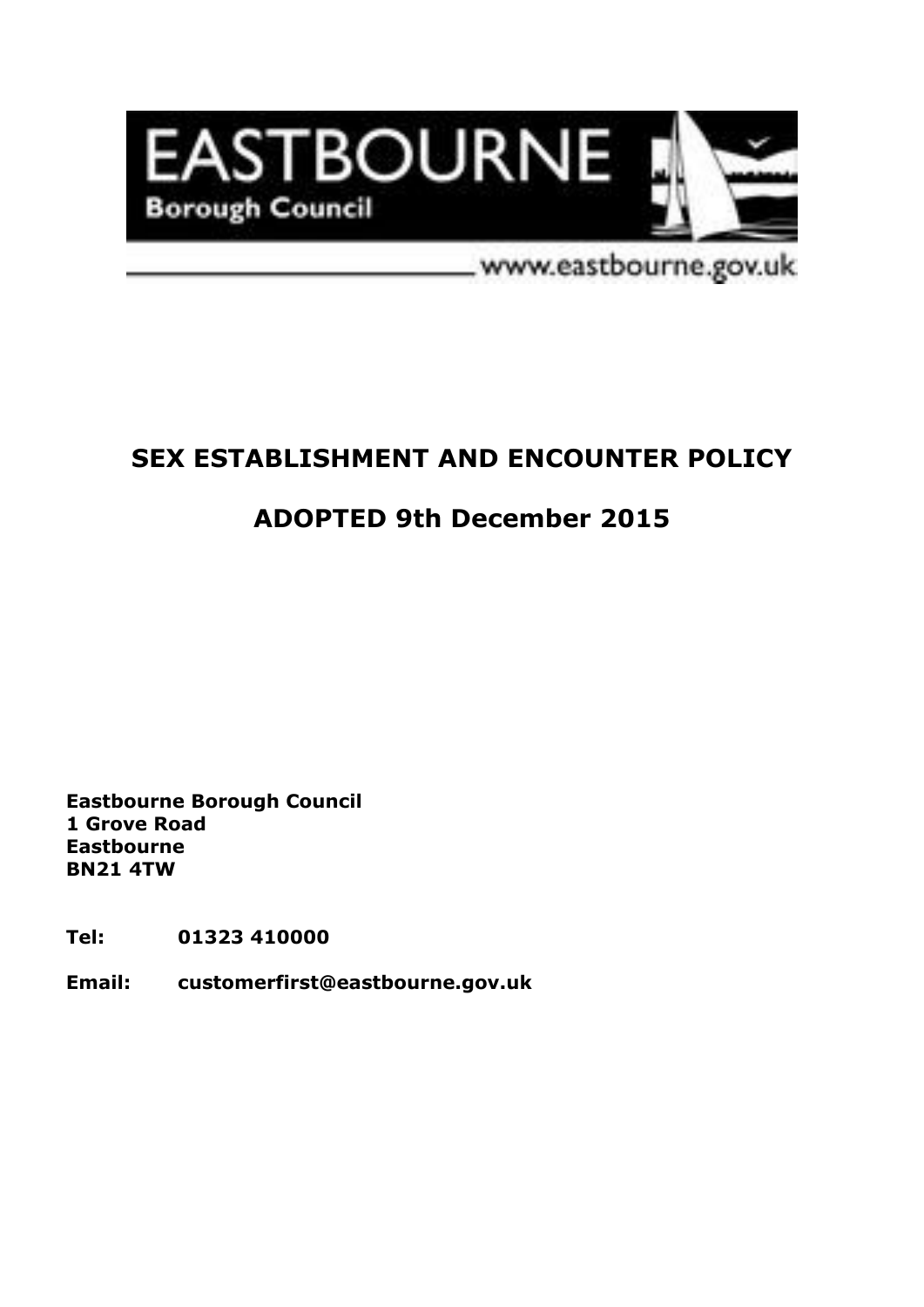EASTBOURNE

Borough Council

www.eastbourne.gov.uk

# SEX ESTABLISHMENT AND ENCOUNTER POLICY

# ADOPTED 9th December 2015

**Eastbourne Borough Council**
**1 Grove Road**
**Eastbourne**
**BN21 4TW**

**Tel: 01323 410000**

**Email: customerfirst@eastbourne.gov.uk**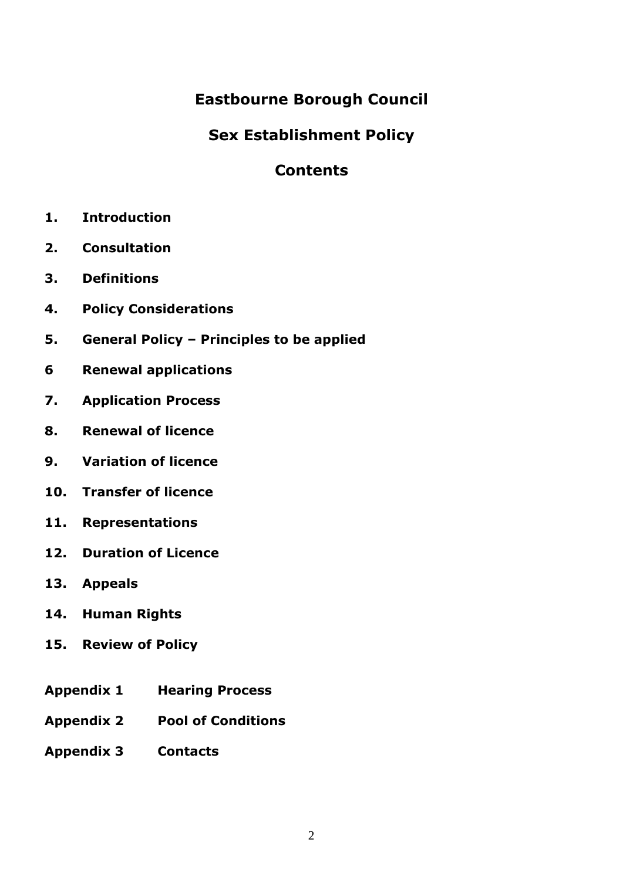# Eastbourne Borough Council

## Sex Establishment Policy

## Contents

**1. Introduction**

**2. Consultation**

**3. Definitions**

**4. Policy Considerations**

**5. General Policy – Principles to be applied**

**6 Renewal applications**

**7. Application Process**

**8. Renewal of licence**

**9. Variation of licence**

**10. Transfer of licence**

**11. Representations**

**12. Duration of Licence**

**13. Appeals**

**14. Human Rights**

**15. Review of Policy**

**Appendix 1 Hearing Process**

**Appendix 2 Pool of Conditions**

**Appendix 3 Contacts**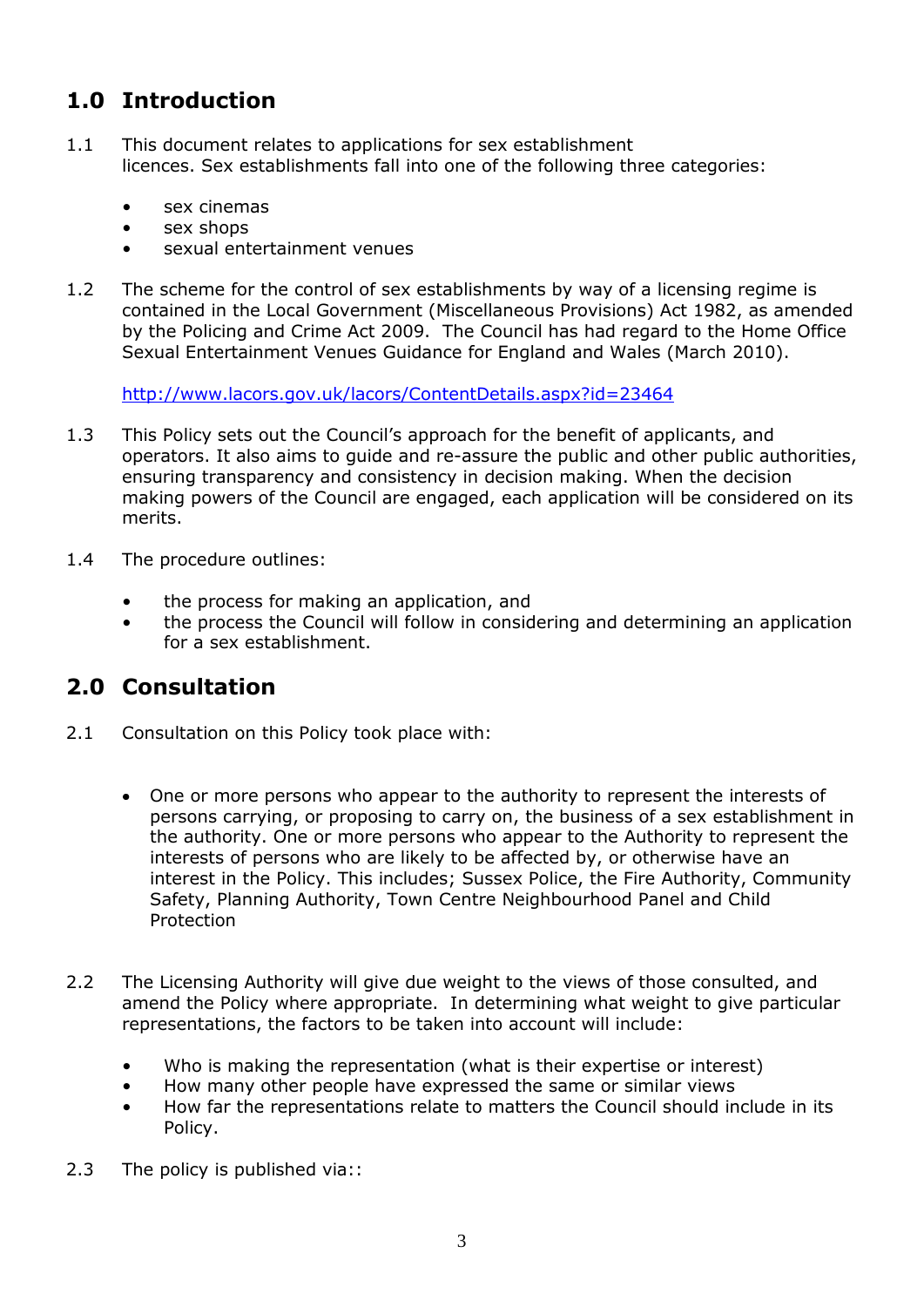## 1.0 Introduction

1.1 This document relates to applications for sex establishment licences. Sex establishments fall into one of the following three categories:

- sex cinemas
- sex shops
- sexual entertainment venues

1.2 The scheme for the control of sex establishments by way of a licensing regime is contained in the Local Government (Miscellaneous Provisions) Act 1982, as amended by the Policing and Crime Act 2009. The Council has had regard to the Home Office Sexual Entertainment Venues Guidance for England and Wales (March 2010).

http://www.lacors.gov.uk/lacors/ContentDetails.aspx?id=23464

1.3 This Policy sets out the Council's approach for the benefit of applicants, and operators. It also aims to guide and re-assure the public and other public authorities, ensuring transparency and consistency in decision making. When the decision making powers of the Council are engaged, each application will be considered on its merits.

1.4 The procedure outlines:

- the process for making an application, and
- the process the Council will follow in considering and determining an application for a sex establishment.

## 2.0 Consultation

2.1 Consultation on this Policy took place with:

- One or more persons who appear to the authority to represent the interests of persons carrying, or proposing to carry on, the business of a sex establishment in the authority. One or more persons who appear to the Authority to represent the interests of persons who are likely to be affected by, or otherwise have an interest in the Policy. This includes; Sussex Police, the Fire Authority, Community Safety, Planning Authority, Town Centre Neighbourhood Panel and Child Protection

2.2 The Licensing Authority will give due weight to the views of those consulted, and amend the Policy where appropriate. In determining what weight to give particular representations, the factors to be taken into account will include:

- Who is making the representation (what is their expertise or interest)
- How many other people have expressed the same or similar views
- How far the representations relate to matters the Council should include in its Policy.

2.3 The policy is published via::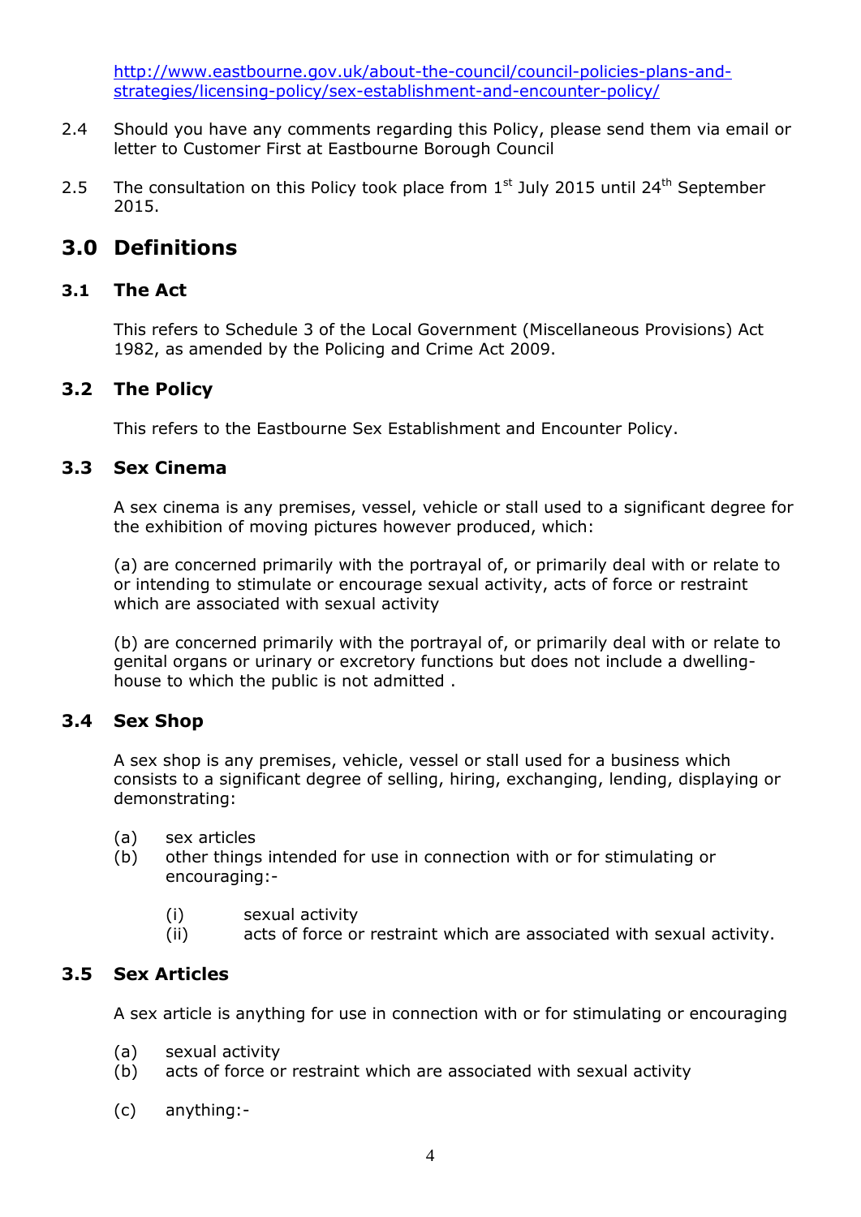http://www.eastbourne.gov.uk/about-the-council/council-policies-plans-and-strategies/licensing-policy/sex-establishment-and-encounter-policy/

2.4 Should you have any comments regarding this Policy, please send them via email or letter to Customer First at Eastbourne Borough Council

2.5 The consultation on this Policy took place from 1st July 2015 until 24th September 2015.

## 3.0 Definitions

### 3.1 The Act

This refers to Schedule 3 of the Local Government (Miscellaneous Provisions) Act 1982, as amended by the Policing and Crime Act 2009.

### 3.2 The Policy

This refers to the Eastbourne Sex Establishment and Encounter Policy.

### 3.3 Sex Cinema

A sex cinema is any premises, vessel, vehicle or stall used to a significant degree for the exhibition of moving pictures however produced, which:

(a) are concerned primarily with the portrayal of, or primarily deal with or relate to or intending to stimulate or encourage sexual activity, acts of force or restraint which are associated with sexual activity

(b) are concerned primarily with the portrayal of, or primarily deal with or relate to genital organs or urinary or excretory functions but does not include a dwelling-house to which the public is not admitted .

### 3.4 Sex Shop

A sex shop is any premises, vehicle, vessel or stall used for a business which consists to a significant degree of selling, hiring, exchanging, lending, displaying or demonstrating:

(a) sex articles
(b) other things intended for use in connection with or for stimulating or encouraging:-

    (i) sexual activity
    (ii) acts of force or restraint which are associated with sexual activity.

### 3.5 Sex Articles

A sex article is anything for use in connection with or for stimulating or encouraging

(a) sexual activity
(b) acts of force or restraint which are associated with sexual activity

(c) anything:-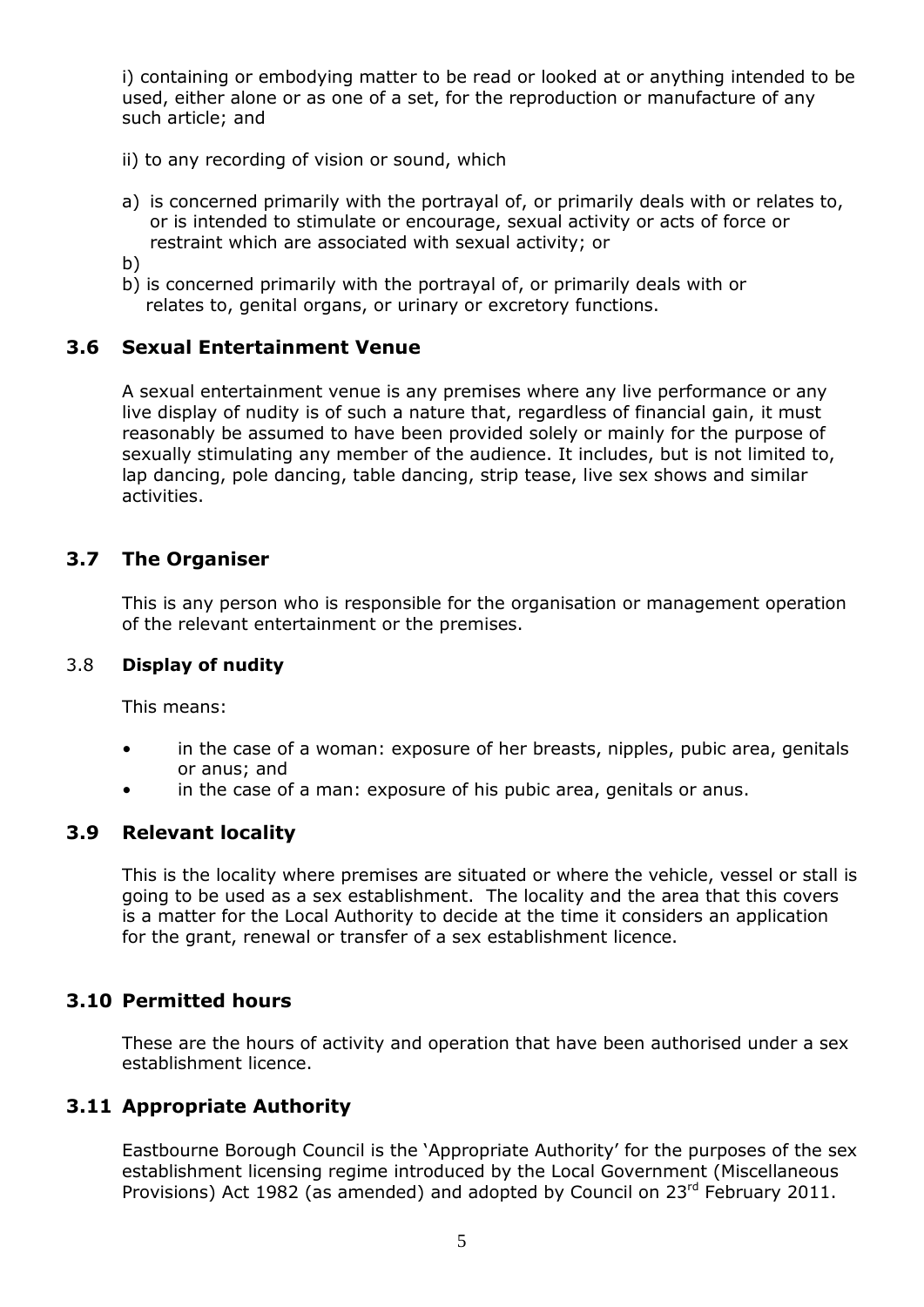i) containing or embodying matter to be read or looked at or anything intended to be used, either alone or as one of a set, for the reproduction or manufacture of any such article; and

ii) to any recording of vision or sound, which

a) is concerned primarily with the portrayal of, or primarily deals with or relates to, or is intended to stimulate or encourage, sexual activity or acts of force or restraint which are associated with sexual activity; or

b)

b) is concerned primarily with the portrayal of, or primarily deals with or relates to, genital organs, or urinary or excretory functions.

## 3.6 Sexual Entertainment Venue

A sexual entertainment venue is any premises where any live performance or any live display of nudity is of such a nature that, regardless of financial gain, it must reasonably be assumed to have been provided solely or mainly for the purpose of sexually stimulating any member of the audience. It includes, but is not limited to, lap dancing, pole dancing, table dancing, strip tease, live sex shows and similar activities.

## 3.7 The Organiser

This is any person who is responsible for the organisation or management operation of the relevant entertainment or the premises.

3.8 **Display of nudity**

This means:

- in the case of a woman: exposure of her breasts, nipples, pubic area, genitals or anus; and
- in the case of a man: exposure of his pubic area, genitals or anus.

## 3.9 Relevant locality

This is the locality where premises are situated or where the vehicle, vessel or stall is going to be used as a sex establishment. The locality and the area that this covers is a matter for the Local Authority to decide at the time it considers an application for the grant, renewal or transfer of a sex establishment licence.

## 3.10 Permitted hours

These are the hours of activity and operation that have been authorised under a sex establishment licence.

## 3.11 Appropriate Authority

Eastbourne Borough Council is the 'Appropriate Authority' for the purposes of the sex establishment licensing regime introduced by the Local Government (Miscellaneous Provisions) Act 1982 (as amended) and adopted by Council on 23rd February 2011.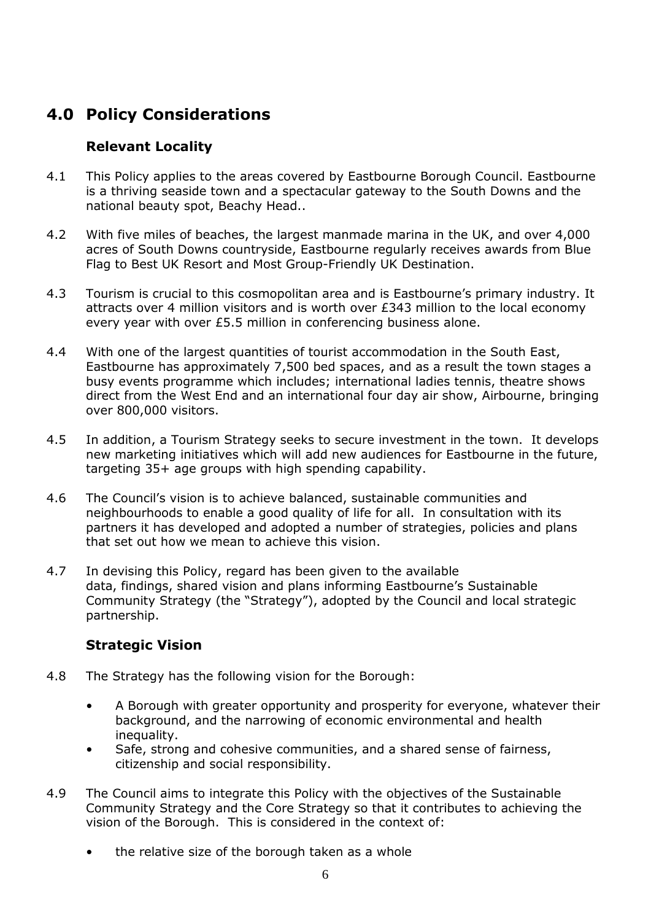# 4.0 Policy Considerations

## Relevant Locality

4.1 This Policy applies to the areas covered by Eastbourne Borough Council. Eastbourne is a thriving seaside town and a spectacular gateway to the South Downs and the national beauty spot, Beachy Head..

4.2 With five miles of beaches, the largest manmade marina in the UK, and over 4,000 acres of South Downs countryside, Eastbourne regularly receives awards from Blue Flag to Best UK Resort and Most Group-Friendly UK Destination.

4.3 Tourism is crucial to this cosmopolitan area and is Eastbourne's primary industry. It attracts over 4 million visitors and is worth over £343 million to the local economy every year with over £5.5 million in conferencing business alone.

4.4 With one of the largest quantities of tourist accommodation in the South East, Eastbourne has approximately 7,500 bed spaces, and as a result the town stages a busy events programme which includes; international ladies tennis, theatre shows direct from the West End and an international four day air show, Airbourne, bringing over 800,000 visitors.

4.5 In addition, a Tourism Strategy seeks to secure investment in the town. It develops new marketing initiatives which will add new audiences for Eastbourne in the future, targeting 35+ age groups with high spending capability.

4.6 The Council's vision is to achieve balanced, sustainable communities and neighbourhoods to enable a good quality of life for all. In consultation with its partners it has developed and adopted a number of strategies, policies and plans that set out how we mean to achieve this vision.

4.7 In devising this Policy, regard has been given to the available data, findings, shared vision and plans informing Eastbourne's Sustainable Community Strategy (the "Strategy"), adopted by the Council and local strategic partnership.

## Strategic Vision

4.8 The Strategy has the following vision for the Borough:

- A Borough with greater opportunity and prosperity for everyone, whatever their background, and the narrowing of economic environmental and health inequality.
- Safe, strong and cohesive communities, and a shared sense of fairness, citizenship and social responsibility.

4.9 The Council aims to integrate this Policy with the objectives of the Sustainable Community Strategy and the Core Strategy so that it contributes to achieving the vision of the Borough. This is considered in the context of:

- the relative size of the borough taken as a whole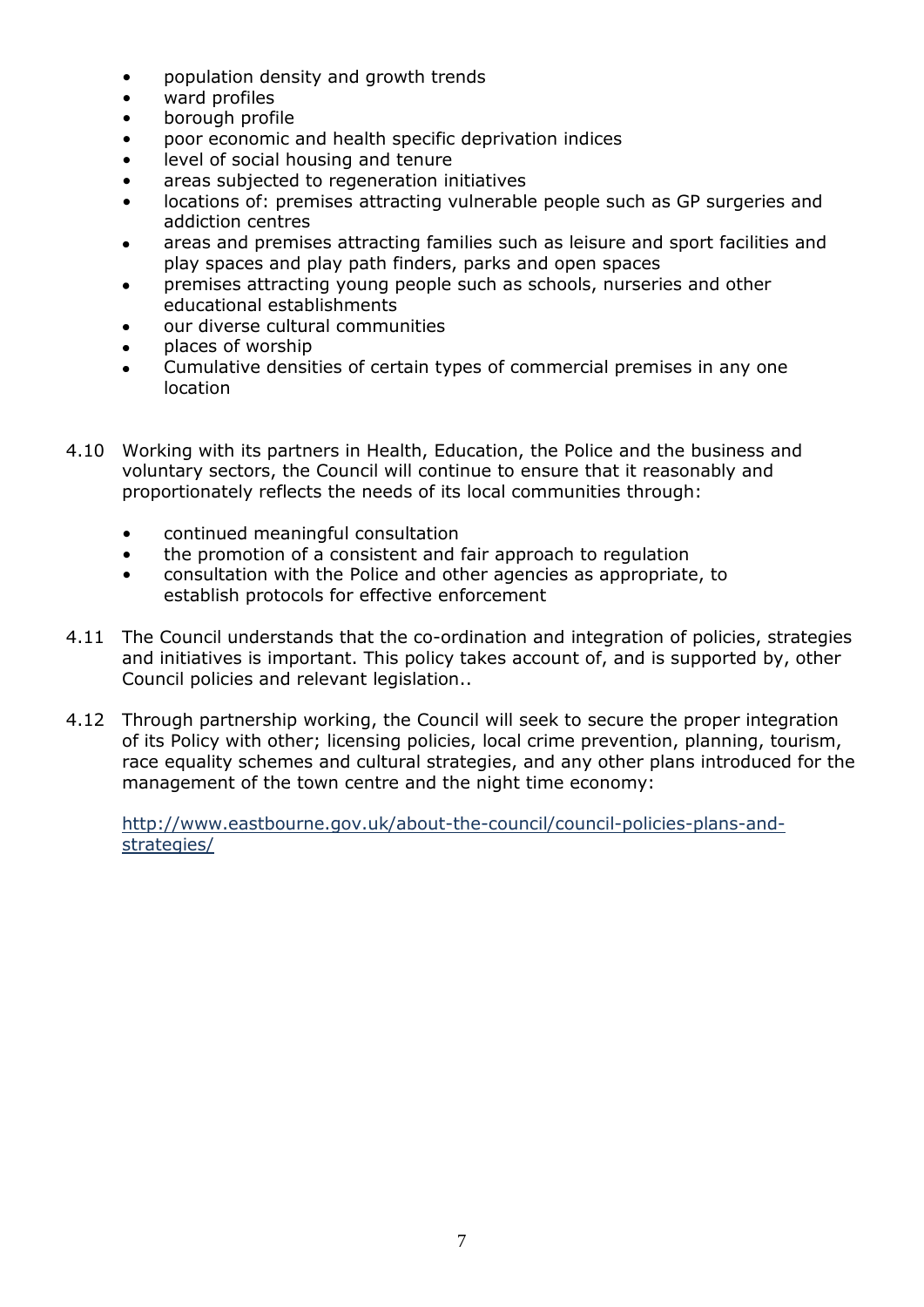- population density and growth trends
- ward profiles
- borough profile
- poor economic and health specific deprivation indices
- level of social housing and tenure
- areas subjected to regeneration initiatives
- locations of: premises attracting vulnerable people such as GP surgeries and addiction centres
- areas and premises attracting families such as leisure and sport facilities and play spaces and play path finders, parks and open spaces
- premises attracting young people such as schools, nurseries and other educational establishments
- our diverse cultural communities
- places of worship
- Cumulative densities of certain types of commercial premises in any one location

4.10 Working with its partners in Health, Education, the Police and the business and voluntary sectors, the Council will continue to ensure that it reasonably and proportionately reflects the needs of its local communities through:

- continued meaningful consultation
- the promotion of a consistent and fair approach to regulation
- consultation with the Police and other agencies as appropriate, to establish protocols for effective enforcement

4.11 The Council understands that the co-ordination and integration of policies, strategies and initiatives is important. This policy takes account of, and is supported by, other Council policies and relevant legislation..

4.12 Through partnership working, the Council will seek to secure the proper integration of its Policy with other; licensing policies, local crime prevention, planning, tourism, race equality schemes and cultural strategies, and any other plans introduced for the management of the town centre and the night time economy:

http://www.eastbourne.gov.uk/about-the-council/council-policies-plans-and-strategies/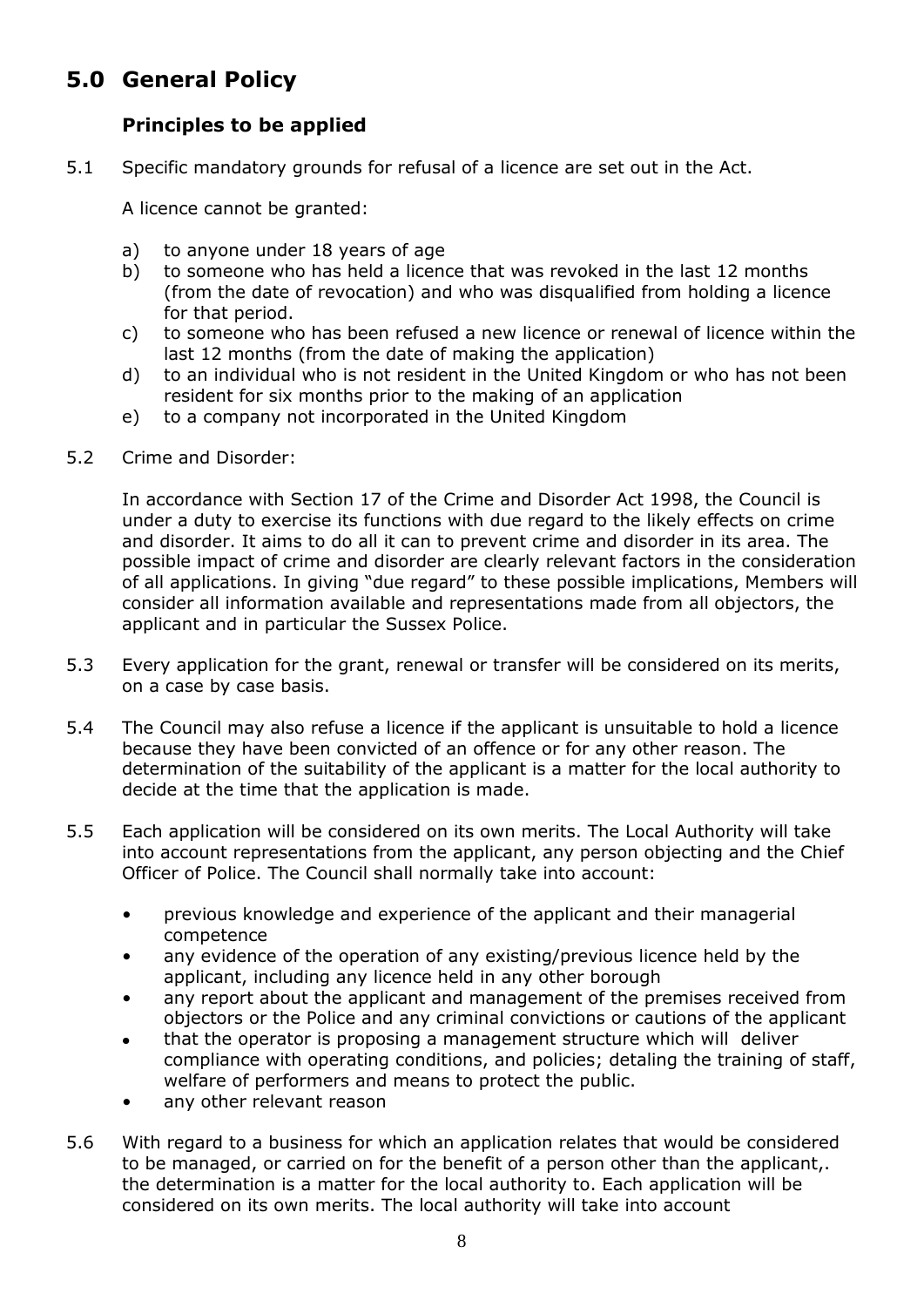## 5.0 General Policy

### Principles to be applied

5.1 Specific mandatory grounds for refusal of a licence are set out in the Act.

A licence cannot be granted:

a) to anyone under 18 years of age
b) to someone who has held a licence that was revoked in the last 12 months (from the date of revocation) and who was disqualified from holding a licence for that period.
c) to someone who has been refused a new licence or renewal of licence within the last 12 months (from the date of making the application)
d) to an individual who is not resident in the United Kingdom or who has not been resident for six months prior to the making of an application
e) to a company not incorporated in the United Kingdom

5.2 Crime and Disorder:

In accordance with Section 17 of the Crime and Disorder Act 1998, the Council is under a duty to exercise its functions with due regard to the likely effects on crime and disorder. It aims to do all it can to prevent crime and disorder in its area. The possible impact of crime and disorder are clearly relevant factors in the consideration of all applications. In giving "due regard" to these possible implications, Members will consider all information available and representations made from all objectors, the applicant and in particular the Sussex Police.

5.3 Every application for the grant, renewal or transfer will be considered on its merits, on a case by case basis.

5.4 The Council may also refuse a licence if the applicant is unsuitable to hold a licence because they have been convicted of an offence or for any other reason. The determination of the suitability of the applicant is a matter for the local authority to decide at the time that the application is made.

5.5 Each application will be considered on its own merits. The Local Authority will take into account representations from the applicant, any person objecting and the Chief Officer of Police. The Council shall normally take into account:

- previous knowledge and experience of the applicant and their managerial competence
- any evidence of the operation of any existing/previous licence held by the applicant, including any licence held in any other borough
- any report about the applicant and management of the premises received from objectors or the Police and any criminal convictions or cautions of the applicant
- that the operator is proposing a management structure which will deliver compliance with operating conditions, and policies; detaling the training of staff, welfare of performers and means to protect the public.
- any other relevant reason

5.6 With regard to a business for which an application relates that would be considered to be managed, or carried on for the benefit of a person other than the applicant,. the determination is a matter for the local authority to. Each application will be considered on its own merits. The local authority will take into account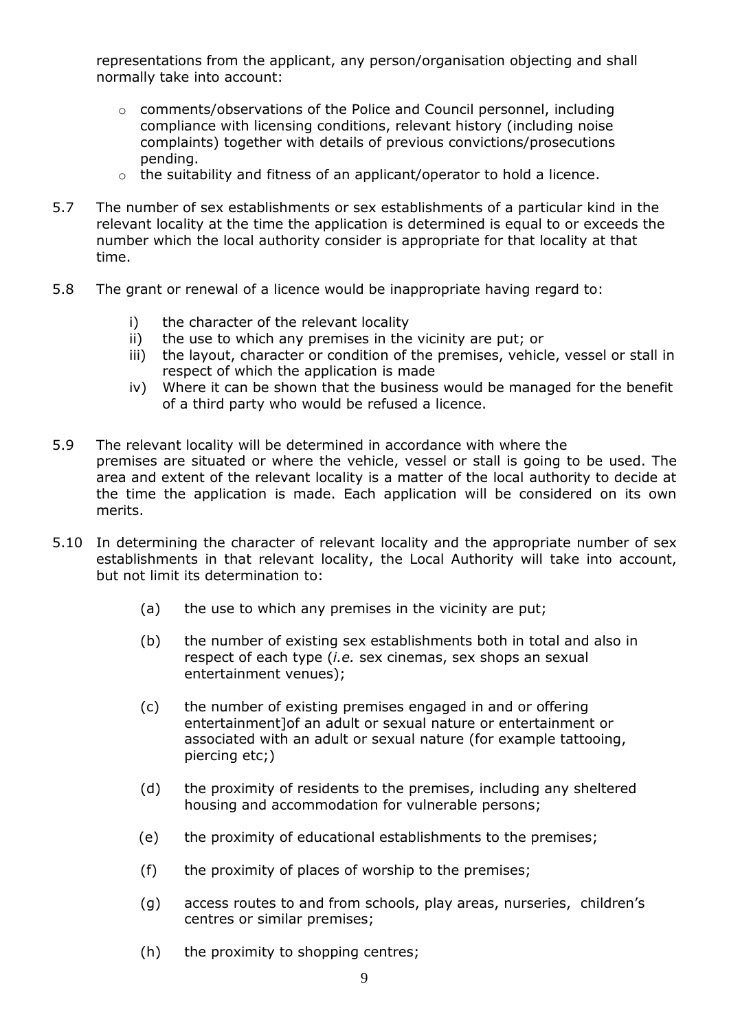representations from the applicant, any person/organisation objecting and shall normally take into account:

- comments/observations of the Police and Council personnel, including compliance with licensing conditions, relevant history (including noise complaints) together with details of previous convictions/prosecutions pending.
- the suitability and fitness of an applicant/operator to hold a licence.

5.7 The number of sex establishments or sex establishments of a particular kind in the relevant locality at the time the application is determined is equal to or exceeds the number which the local authority consider is appropriate for that locality at that time.

5.8 The grant or renewal of a licence would be inappropriate having regard to:

i) the character of the relevant locality
ii) the use to which any premises in the vicinity are put; or
iii) the layout, character or condition of the premises, vehicle, vessel or stall in respect of which the application is made
iv) Where it can be shown that the business would be managed for the benefit of a third party who would be refused a licence.

5.9 The relevant locality will be determined in accordance with where the premises are situated or where the vehicle, vessel or stall is going to be used. The area and extent of the relevant locality is a matter of the local authority to decide at the time the application is made. Each application will be considered on its own merits.

5.10 In determining the character of relevant locality and the appropriate number of sex establishments in that relevant locality, the Local Authority will take into account, but not limit its determination to:

(a) the use to which any premises in the vicinity are put;

(b) the number of existing sex establishments both in total and also in respect of each type (*i.e.* sex cinemas, sex shops an sexual entertainment venues);

(c) the number of existing premises engaged in and or offering entertainment]of an adult or sexual nature or entertainment or associated with an adult or sexual nature (for example tattooing, piercing etc;)

(d) the proximity of residents to the premises, including any sheltered housing and accommodation for vulnerable persons;

(e) the proximity of educational establishments to the premises;

(f) the proximity of places of worship to the premises;

(g) access routes to and from schools, play areas, nurseries, children's centres or similar premises;

(h) the proximity to shopping centres;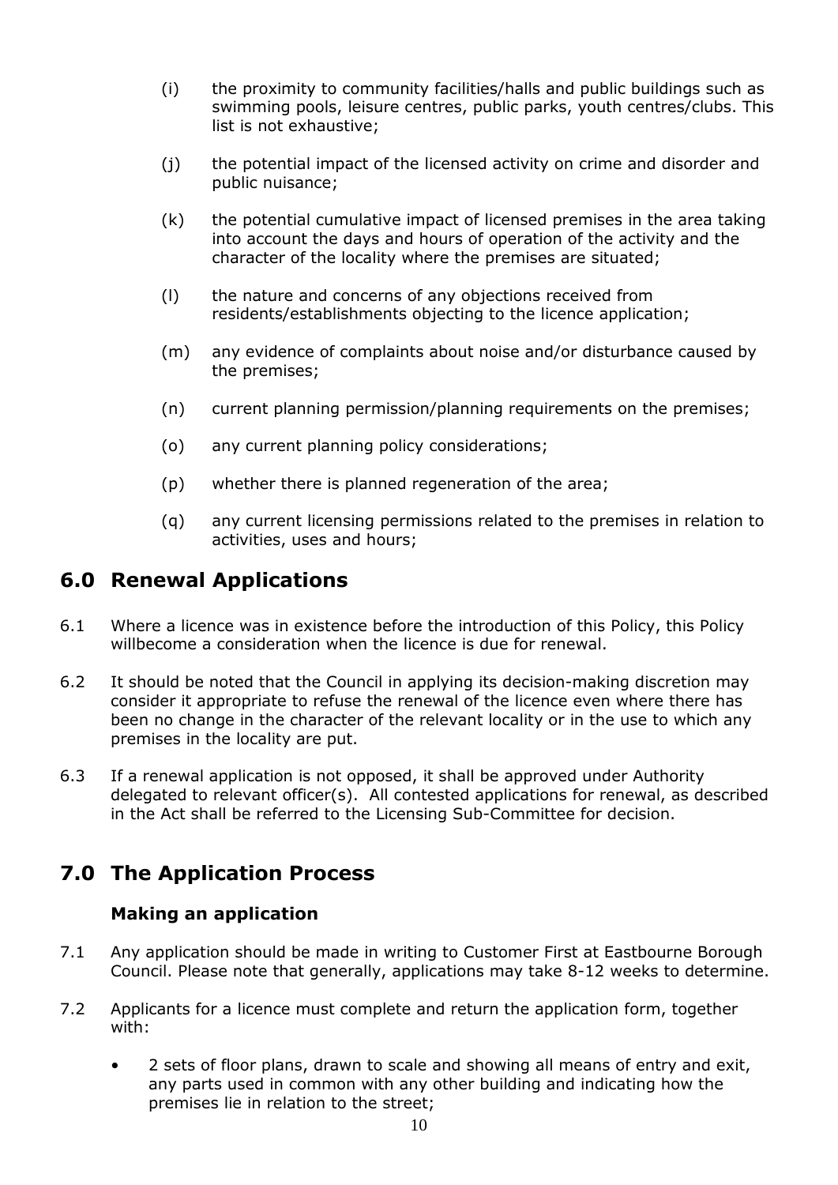(i) the proximity to community facilities/halls and public buildings such as swimming pools, leisure centres, public parks, youth centres/clubs. This list is not exhaustive;

(j) the potential impact of the licensed activity on crime and disorder and public nuisance;

(k) the potential cumulative impact of licensed premises in the area taking into account the days and hours of operation of the activity and the character of the locality where the premises are situated;

(l) the nature and concerns of any objections received from residents/establishments objecting to the licence application;

(m) any evidence of complaints about noise and/or disturbance caused by the premises;

(n) current planning permission/planning requirements on the premises;

(o) any current planning policy considerations;

(p) whether there is planned regeneration of the area;

(q) any current licensing permissions related to the premises in relation to activities, uses and hours;

## 6.0 Renewal Applications

6.1 Where a licence was in existence before the introduction of this Policy, this Policy willbecome a consideration when the licence is due for renewal.

6.2 It should be noted that the Council in applying its decision-making discretion may consider it appropriate to refuse the renewal of the licence even where there has been no change in the character of the relevant locality or in the use to which any premises in the locality are put.

6.3 If a renewal application is not opposed, it shall be approved under Authority delegated to relevant officer(s). All contested applications for renewal, as described in the Act shall be referred to the Licensing Sub-Committee for decision.

## 7.0 The Application Process

### Making an application

7.1 Any application should be made in writing to Customer First at Eastbourne Borough Council. Please note that generally, applications may take 8-12 weeks to determine.

7.2 Applicants for a licence must complete and return the application form, together with:

- 2 sets of floor plans, drawn to scale and showing all means of entry and exit, any parts used in common with any other building and indicating how the premises lie in relation to the street;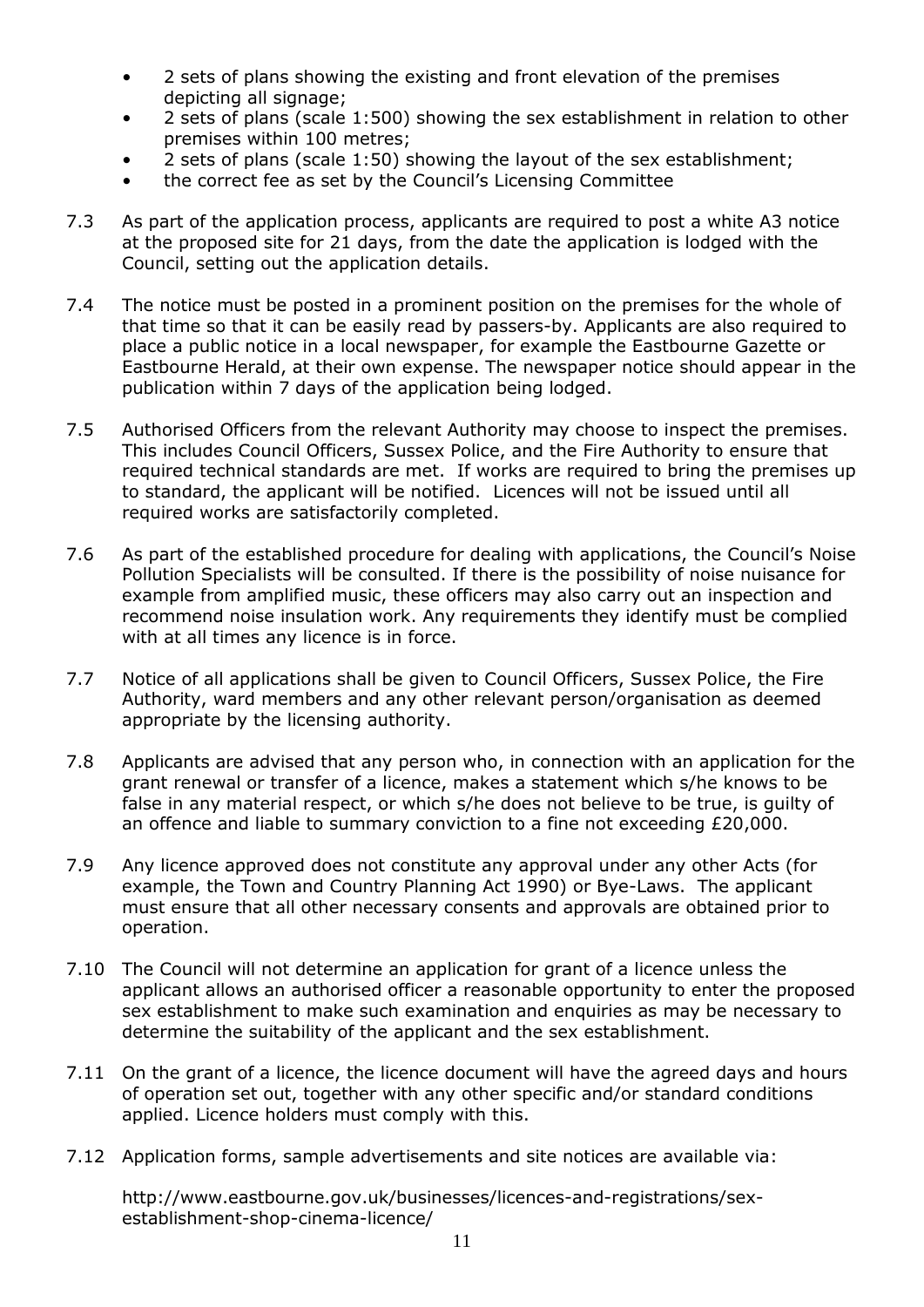- 2 sets of plans showing the existing and front elevation of the premises depicting all signage;
- 2 sets of plans (scale 1:500) showing the sex establishment in relation to other premises within 100 metres;
- 2 sets of plans (scale 1:50) showing the layout of the sex establishment;
- the correct fee as set by the Council's Licensing Committee

7.3 As part of the application process, applicants are required to post a white A3 notice at the proposed site for 21 days, from the date the application is lodged with the Council, setting out the application details.

7.4 The notice must be posted in a prominent position on the premises for the whole of that time so that it can be easily read by passers-by. Applicants are also required to place a public notice in a local newspaper, for example the Eastbourne Gazette or Eastbourne Herald, at their own expense. The newspaper notice should appear in the publication within 7 days of the application being lodged.

7.5 Authorised Officers from the relevant Authority may choose to inspect the premises. This includes Council Officers, Sussex Police, and the Fire Authority to ensure that required technical standards are met. If works are required to bring the premises up to standard, the applicant will be notified. Licences will not be issued until all required works are satisfactorily completed.

7.6 As part of the established procedure for dealing with applications, the Council's Noise Pollution Specialists will be consulted. If there is the possibility of noise nuisance for example from amplified music, these officers may also carry out an inspection and recommend noise insulation work. Any requirements they identify must be complied with at all times any licence is in force.

7.7 Notice of all applications shall be given to Council Officers, Sussex Police, the Fire Authority, ward members and any other relevant person/organisation as deemed appropriate by the licensing authority.

7.8 Applicants are advised that any person who, in connection with an application for the grant renewal or transfer of a licence, makes a statement which s/he knows to be false in any material respect, or which s/he does not believe to be true, is guilty of an offence and liable to summary conviction to a fine not exceeding £20,000.

7.9 Any licence approved does not constitute any approval under any other Acts (for example, the Town and Country Planning Act 1990) or Bye-Laws. The applicant must ensure that all other necessary consents and approvals are obtained prior to operation.

7.10 The Council will not determine an application for grant of a licence unless the applicant allows an authorised officer a reasonable opportunity to enter the proposed sex establishment to make such examination and enquiries as may be necessary to determine the suitability of the applicant and the sex establishment.

7.11 On the grant of a licence, the licence document will have the agreed days and hours of operation set out, together with any other specific and/or standard conditions applied. Licence holders must comply with this.

7.12 Application forms, sample advertisements and site notices are available via:

http://www.eastbourne.gov.uk/businesses/licences-and-registrations/sex-establishment-shop-cinema-licence/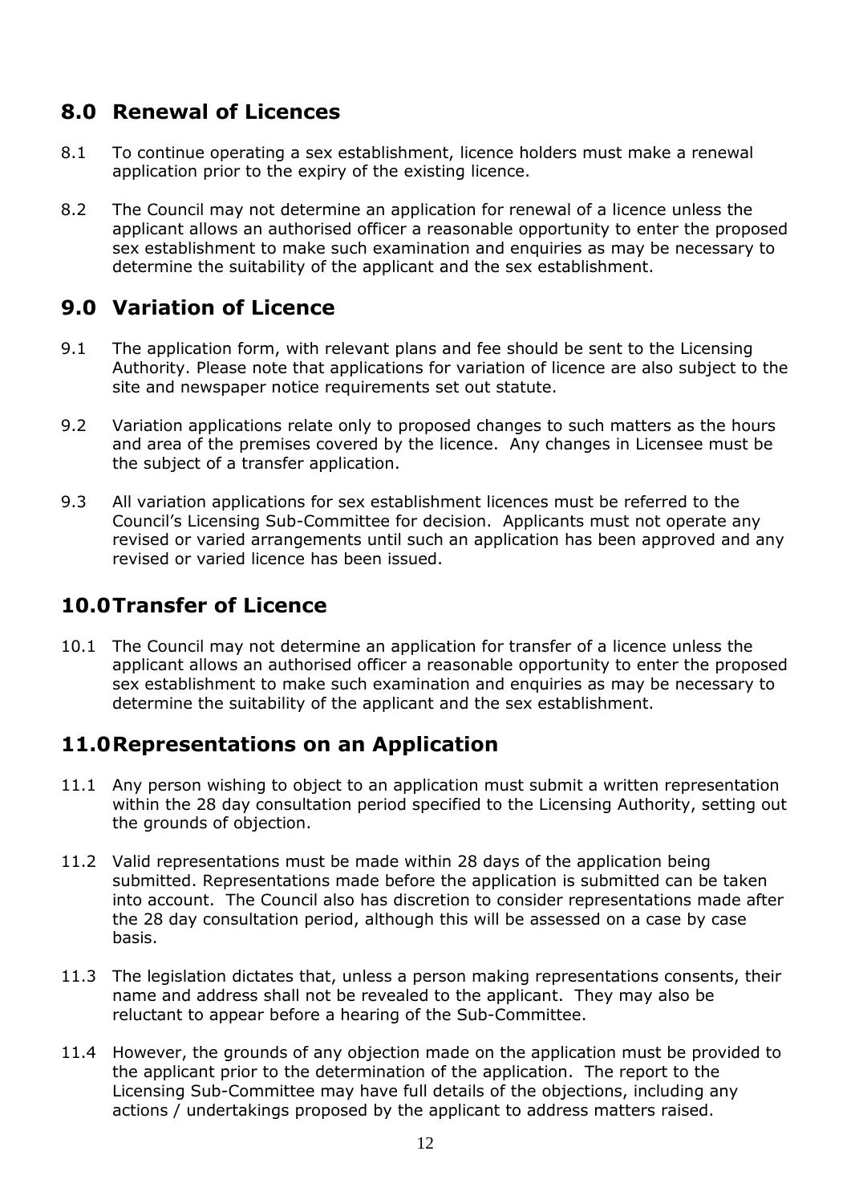## 8.0 Renewal of Licences

8.1 To continue operating a sex establishment, licence holders must make a renewal application prior to the expiry of the existing licence.

8.2 The Council may not determine an application for renewal of a licence unless the applicant allows an authorised officer a reasonable opportunity to enter the proposed sex establishment to make such examination and enquiries as may be necessary to determine the suitability of the applicant and the sex establishment.

## 9.0 Variation of Licence

9.1 The application form, with relevant plans and fee should be sent to the Licensing Authority. Please note that applications for variation of licence are also subject to the site and newspaper notice requirements set out statute.

9.2 Variation applications relate only to proposed changes to such matters as the hours and area of the premises covered by the licence. Any changes in Licensee must be the subject of a transfer application.

9.3 All variation applications for sex establishment licences must be referred to the Council's Licensing Sub-Committee for decision. Applicants must not operate any revised or varied arrangements until such an application has been approved and any revised or varied licence has been issued.

## 10.0 Transfer of Licence

10.1 The Council may not determine an application for transfer of a licence unless the applicant allows an authorised officer a reasonable opportunity to enter the proposed sex establishment to make such examination and enquiries as may be necessary to determine the suitability of the applicant and the sex establishment.

## 11.0 Representations on an Application

11.1 Any person wishing to object to an application must submit a written representation within the 28 day consultation period specified to the Licensing Authority, setting out the grounds of objection.

11.2 Valid representations must be made within 28 days of the application being submitted. Representations made before the application is submitted can be taken into account. The Council also has discretion to consider representations made after the 28 day consultation period, although this will be assessed on a case by case basis.

11.3 The legislation dictates that, unless a person making representations consents, their name and address shall not be revealed to the applicant. They may also be reluctant to appear before a hearing of the Sub-Committee.

11.4 However, the grounds of any objection made on the application must be provided to the applicant prior to the determination of the application. The report to the Licensing Sub-Committee may have full details of the objections, including any actions / undertakings proposed by the applicant to address matters raised.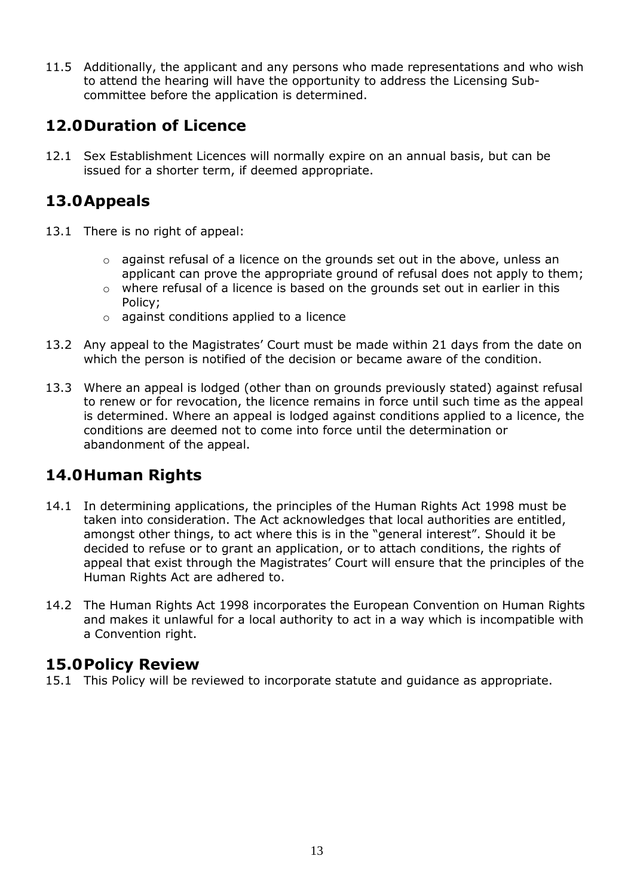11.5 Additionally, the applicant and any persons who made representations and who wish to attend the hearing will have the opportunity to address the Licensing Sub-committee before the application is determined.

## 12.0 Duration of Licence

12.1 Sex Establishment Licences will normally expire on an annual basis, but can be issued for a shorter term, if deemed appropriate.

## 13.0 Appeals

13.1 There is no right of appeal:

- against refusal of a licence on the grounds set out in the above, unless an applicant can prove the appropriate ground of refusal does not apply to them;
- where refusal of a licence is based on the grounds set out in earlier in this Policy;
- against conditions applied to a licence

13.2 Any appeal to the Magistrates' Court must be made within 21 days from the date on which the person is notified of the decision or became aware of the condition.

13.3 Where an appeal is lodged (other than on grounds previously stated) against refusal to renew or for revocation, the licence remains in force until such time as the appeal is determined. Where an appeal is lodged against conditions applied to a licence, the conditions are deemed not to come into force until the determination or abandonment of the appeal.

## 14.0 Human Rights

14.1 In determining applications, the principles of the Human Rights Act 1998 must be taken into consideration. The Act acknowledges that local authorities are entitled, amongst other things, to act where this is in the "general interest". Should it be decided to refuse or to grant an application, or to attach conditions, the rights of appeal that exist through the Magistrates' Court will ensure that the principles of the Human Rights Act are adhered to.

14.2 The Human Rights Act 1998 incorporates the European Convention on Human Rights and makes it unlawful for a local authority to act in a way which is incompatible with a Convention right.

## 15.0 Policy Review

15.1 This Policy will be reviewed to incorporate statute and guidance as appropriate.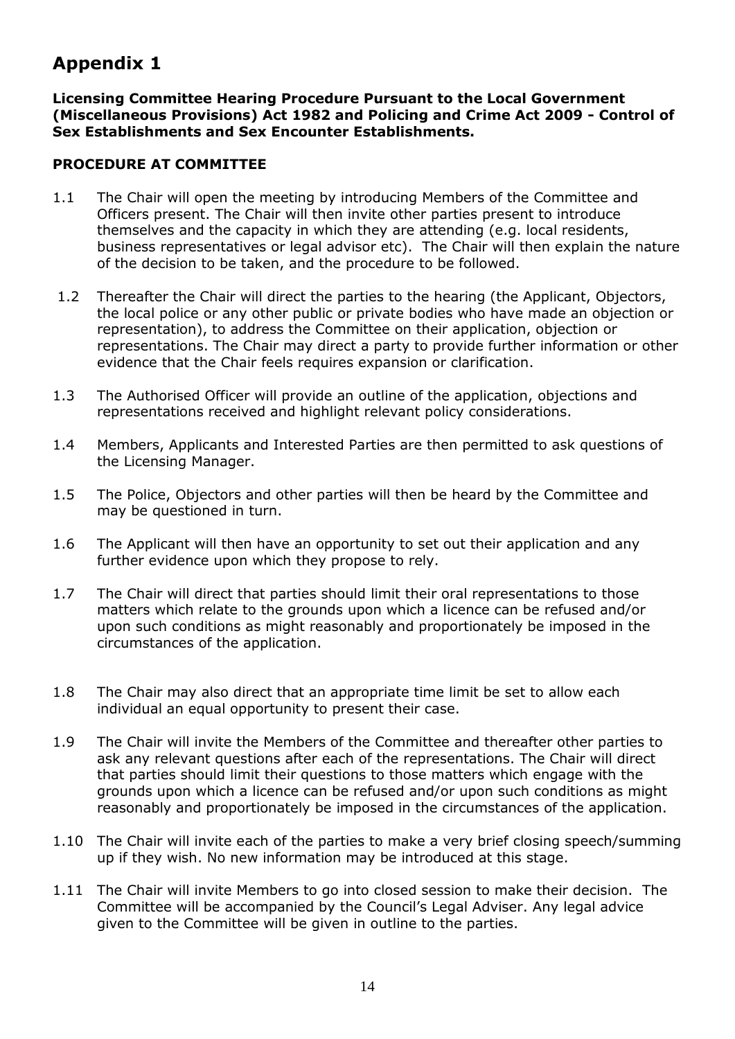# Appendix 1

**Licensing Committee Hearing Procedure Pursuant to the Local Government (Miscellaneous Provisions) Act 1982 and Policing and Crime Act 2009 - Control of Sex Establishments and Sex Encounter Establishments.**

## PROCEDURE AT COMMITTEE

1.1 The Chair will open the meeting by introducing Members of the Committee and Officers present. The Chair will then invite other parties present to introduce themselves and the capacity in which they are attending (e.g. local residents, business representatives or legal advisor etc). The Chair will then explain the nature of the decision to be taken, and the procedure to be followed.

1.2 Thereafter the Chair will direct the parties to the hearing (the Applicant, Objectors, the local police or any other public or private bodies who have made an objection or representation), to address the Committee on their application, objection or representations. The Chair may direct a party to provide further information or other evidence that the Chair feels requires expansion or clarification.

1.3 The Authorised Officer will provide an outline of the application, objections and representations received and highlight relevant policy considerations.

1.4 Members, Applicants and Interested Parties are then permitted to ask questions of the Licensing Manager.

1.5 The Police, Objectors and other parties will then be heard by the Committee and may be questioned in turn.

1.6 The Applicant will then have an opportunity to set out their application and any further evidence upon which they propose to rely.

1.7 The Chair will direct that parties should limit their oral representations to those matters which relate to the grounds upon which a licence can be refused and/or upon such conditions as might reasonably and proportionately be imposed in the circumstances of the application.

1.8 The Chair may also direct that an appropriate time limit be set to allow each individual an equal opportunity to present their case.

1.9 The Chair will invite the Members of the Committee and thereafter other parties to ask any relevant questions after each of the representations. The Chair will direct that parties should limit their questions to those matters which engage with the grounds upon which a licence can be refused and/or upon such conditions as might reasonably and proportionately be imposed in the circumstances of the application.

1.10 The Chair will invite each of the parties to make a very brief closing speech/summing up if they wish. No new information may be introduced at this stage.

1.11 The Chair will invite Members to go into closed session to make their decision. The Committee will be accompanied by the Council's Legal Adviser. Any legal advice given to the Committee will be given in outline to the parties.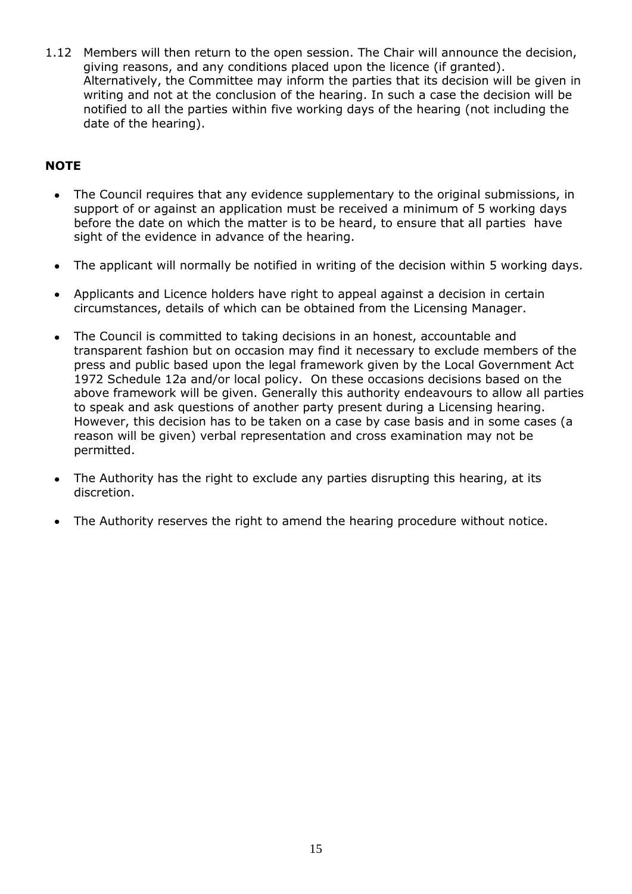1.12 Members will then return to the open session. The Chair will announce the decision, giving reasons, and any conditions placed upon the licence (if granted). Alternatively, the Committee may inform the parties that its decision will be given in writing and not at the conclusion of the hearing. In such a case the decision will be notified to all the parties within five working days of the hearing (not including the date of the hearing).

**NOTE**

- The Council requires that any evidence supplementary to the original submissions, in support of or against an application must be received a minimum of 5 working days before the date on which the matter is to be heard, to ensure that all parties have sight of the evidence in advance of the hearing.
- The applicant will normally be notified in writing of the decision within 5 working days.
- Applicants and Licence holders have right to appeal against a decision in certain circumstances, details of which can be obtained from the Licensing Manager.
- The Council is committed to taking decisions in an honest, accountable and transparent fashion but on occasion may find it necessary to exclude members of the press and public based upon the legal framework given by the Local Government Act 1972 Schedule 12a and/or local policy. On these occasions decisions based on the above framework will be given. Generally this authority endeavours to allow all parties to speak and ask questions of another party present during a Licensing hearing. However, this decision has to be taken on a case by case basis and in some cases (a reason will be given) verbal representation and cross examination may not be permitted.
- The Authority has the right to exclude any parties disrupting this hearing, at its discretion.
- The Authority reserves the right to amend the hearing procedure without notice.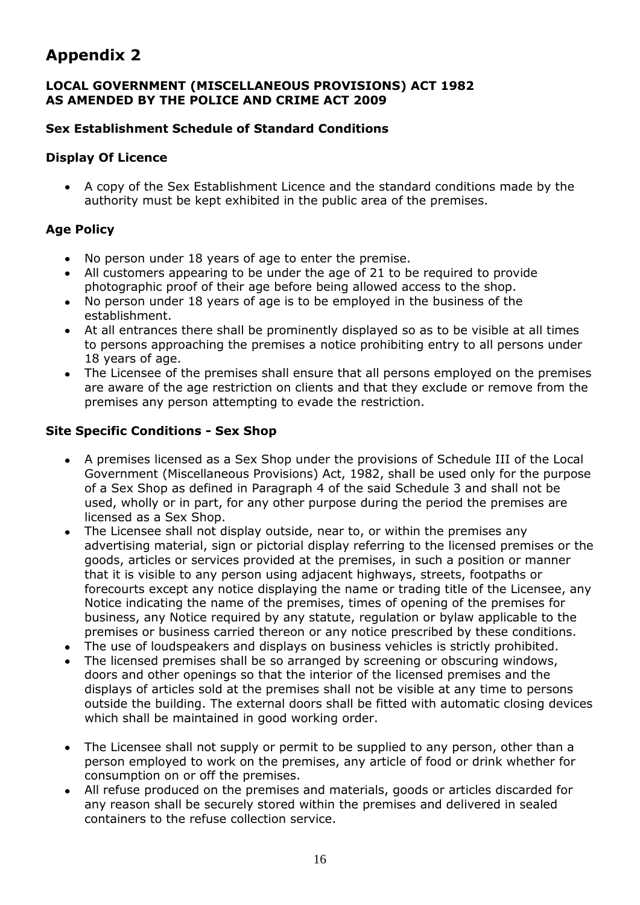# Appendix 2

**LOCAL GOVERNMENT (MISCELLANEOUS PROVISIONS) ACT 1982 AS AMENDED BY THE POLICE AND CRIME ACT 2009**

### Sex Establishment Schedule of Standard Conditions

### Display Of Licence

- A copy of the Sex Establishment Licence and the standard conditions made by the authority must be kept exhibited in the public area of the premises.

### Age Policy

- No person under 18 years of age to enter the premise.
- All customers appearing to be under the age of 21 to be required to provide photographic proof of their age before being allowed access to the shop.
- No person under 18 years of age is to be employed in the business of the establishment.
- At all entrances there shall be prominently displayed so as to be visible at all times to persons approaching the premises a notice prohibiting entry to all persons under 18 years of age.
- The Licensee of the premises shall ensure that all persons employed on the premises are aware of the age restriction on clients and that they exclude or remove from the premises any person attempting to evade the restriction.

### Site Specific Conditions - Sex Shop

- A premises licensed as a Sex Shop under the provisions of Schedule III of the Local Government (Miscellaneous Provisions) Act, 1982, shall be used only for the purpose of a Sex Shop as defined in Paragraph 4 of the said Schedule 3 and shall not be used, wholly or in part, for any other purpose during the period the premises are licensed as a Sex Shop.
- The Licensee shall not display outside, near to, or within the premises any advertising material, sign or pictorial display referring to the licensed premises or the goods, articles or services provided at the premises, in such a position or manner that it is visible to any person using adjacent highways, streets, footpaths or forecourts except any notice displaying the name or trading title of the Licensee, any Notice indicating the name of the premises, times of opening of the premises for business, any Notice required by any statute, regulation or bylaw applicable to the premises or business carried thereon or any notice prescribed by these conditions.
- The use of loudspeakers and displays on business vehicles is strictly prohibited.
- The licensed premises shall be so arranged by screening or obscuring windows, doors and other openings so that the interior of the licensed premises and the displays of articles sold at the premises shall not be visible at any time to persons outside the building. The external doors shall be fitted with automatic closing devices which shall be maintained in good working order.
- The Licensee shall not supply or permit to be supplied to any person, other than a person employed to work on the premises, any article of food or drink whether for consumption on or off the premises.
- All refuse produced on the premises and materials, goods or articles discarded for any reason shall be securely stored within the premises and delivered in sealed containers to the refuse collection service.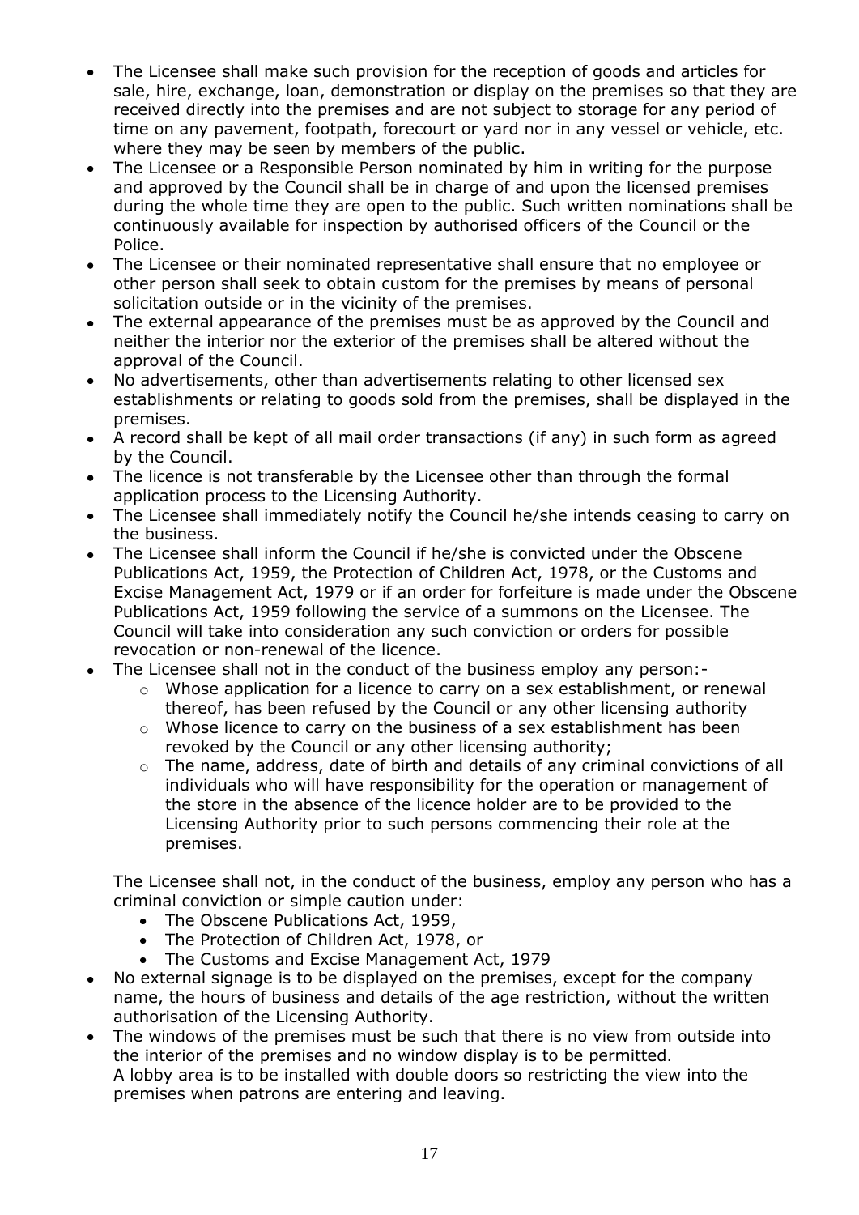- The Licensee shall make such provision for the reception of goods and articles for sale, hire, exchange, loan, demonstration or display on the premises so that they are received directly into the premises and are not subject to storage for any period of time on any pavement, footpath, forecourt or yard nor in any vessel or vehicle, etc. where they may be seen by members of the public.
- The Licensee or a Responsible Person nominated by him in writing for the purpose and approved by the Council shall be in charge of and upon the licensed premises during the whole time they are open to the public. Such written nominations shall be continuously available for inspection by authorised officers of the Council or the Police.
- The Licensee or their nominated representative shall ensure that no employee or other person shall seek to obtain custom for the premises by means of personal solicitation outside or in the vicinity of the premises.
- The external appearance of the premises must be as approved by the Council and neither the interior nor the exterior of the premises shall be altered without the approval of the Council.
- No advertisements, other than advertisements relating to other licensed sex establishments or relating to goods sold from the premises, shall be displayed in the premises.
- A record shall be kept of all mail order transactions (if any) in such form as agreed by the Council.
- The licence is not transferable by the Licensee other than through the formal application process to the Licensing Authority.
- The Licensee shall immediately notify the Council he/she intends ceasing to carry on the business.
- The Licensee shall inform the Council if he/she is convicted under the Obscene Publications Act, 1959, the Protection of Children Act, 1978, or the Customs and Excise Management Act, 1979 or if an order for forfeiture is made under the Obscene Publications Act, 1959 following the service of a summons on the Licensee. The Council will take into consideration any such conviction or orders for possible revocation or non-renewal of the licence.
- The Licensee shall not in the conduct of the business employ any person:-
  - Whose application for a licence to carry on a sex establishment, or renewal thereof, has been refused by the Council or any other licensing authority
  - Whose licence to carry on the business of a sex establishment has been revoked by the Council or any other licensing authority;
  - The name, address, date of birth and details of any criminal convictions of all individuals who will have responsibility for the operation or management of the store in the absence of the licence holder are to be provided to the Licensing Authority prior to such persons commencing their role at the premises.

  The Licensee shall not, in the conduct of the business, employ any person who has a criminal conviction or simple caution under:
  - The Obscene Publications Act, 1959,
  - The Protection of Children Act, 1978, or
  - The Customs and Excise Management Act, 1979
- No external signage is to be displayed on the premises, except for the company name, the hours of business and details of the age restriction, without the written authorisation of the Licensing Authority.
- The windows of the premises must be such that there is no view from outside into the interior of the premises and no window display is to be permitted.
  A lobby area is to be installed with double doors so restricting the view into the premises when patrons are entering and leaving.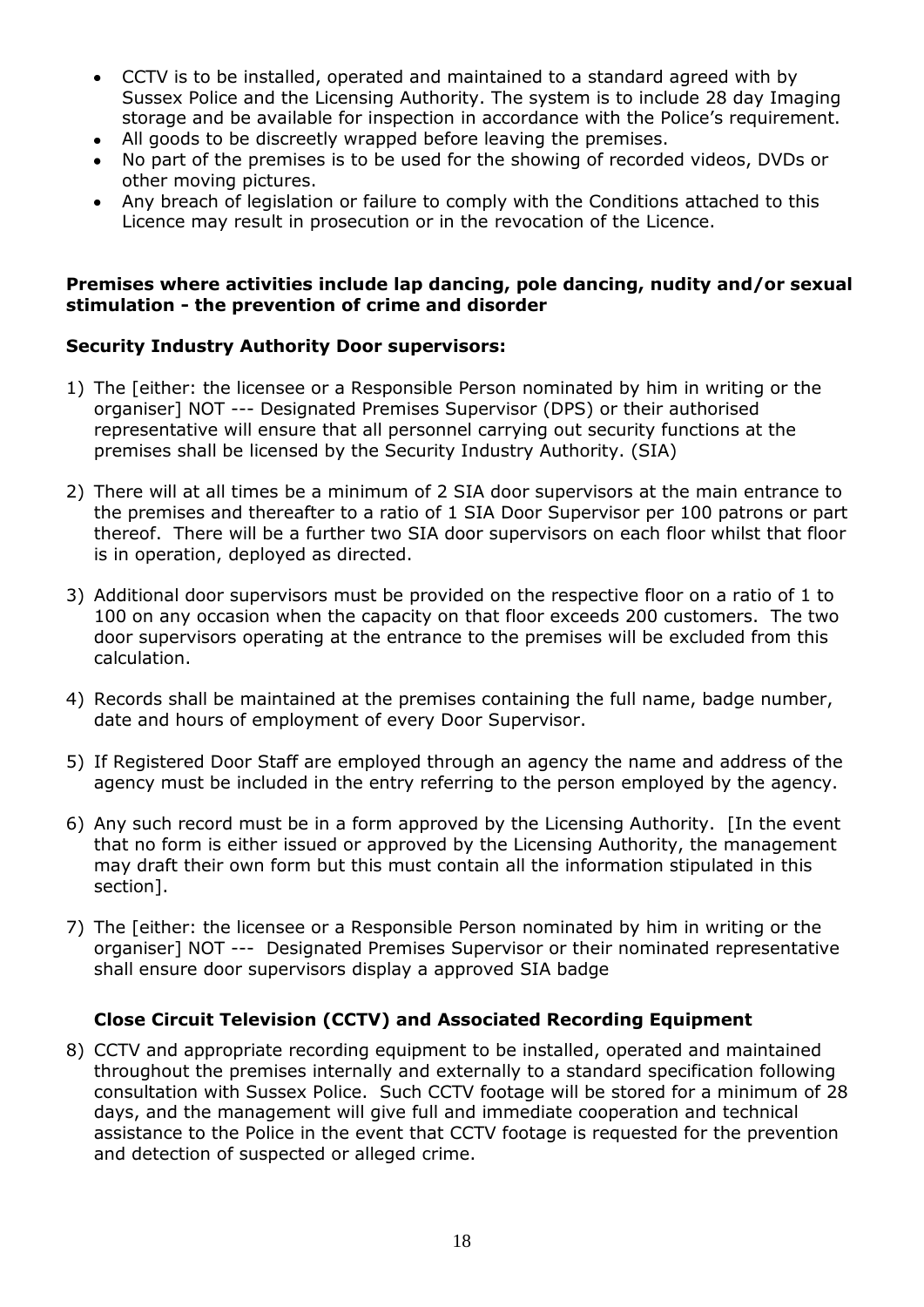- CCTV is to be installed, operated and maintained to a standard agreed with by Sussex Police and the Licensing Authority. The system is to include 28 day Imaging storage and be available for inspection in accordance with the Police's requirement.
- All goods to be discreetly wrapped before leaving the premises.
- No part of the premises is to be used for the showing of recorded videos, DVDs or other moving pictures.
- Any breach of legislation or failure to comply with the Conditions attached to this Licence may result in prosecution or in the revocation of the Licence.

**Premises where activities include lap dancing, pole dancing, nudity and/or sexual stimulation - the prevention of crime and disorder**

**Security Industry Authority Door supervisors:**

1) The [either: the licensee or a Responsible Person nominated by him in writing or the organiser] NOT --- Designated Premises Supervisor (DPS) or their authorised representative will ensure that all personnel carrying out security functions at the premises shall be licensed by the Security Industry Authority. (SIA)

2) There will at all times be a minimum of 2 SIA door supervisors at the main entrance to the premises and thereafter to a ratio of 1 SIA Door Supervisor per 100 patrons or part thereof. There will be a further two SIA door supervisors on each floor whilst that floor is in operation, deployed as directed.

3) Additional door supervisors must be provided on the respective floor on a ratio of 1 to 100 on any occasion when the capacity on that floor exceeds 200 customers. The two door supervisors operating at the entrance to the premises will be excluded from this calculation.

4) Records shall be maintained at the premises containing the full name, badge number, date and hours of employment of every Door Supervisor.

5) If Registered Door Staff are employed through an agency the name and address of the agency must be included in the entry referring to the person employed by the agency.

6) Any such record must be in a form approved by the Licensing Authority. [In the event that no form is either issued or approved by the Licensing Authority, the management may draft their own form but this must contain all the information stipulated in this section].

7) The [either: the licensee or a Responsible Person nominated by him in writing or the organiser] NOT --- Designated Premises Supervisor or their nominated representative shall ensure door supervisors display a approved SIA badge

**Close Circuit Television (CCTV) and Associated Recording Equipment**

8) CCTV and appropriate recording equipment to be installed, operated and maintained throughout the premises internally and externally to a standard specification following consultation with Sussex Police. Such CCTV footage will be stored for a minimum of 28 days, and the management will give full and immediate cooperation and technical assistance to the Police in the event that CCTV footage is requested for the prevention and detection of suspected or alleged crime.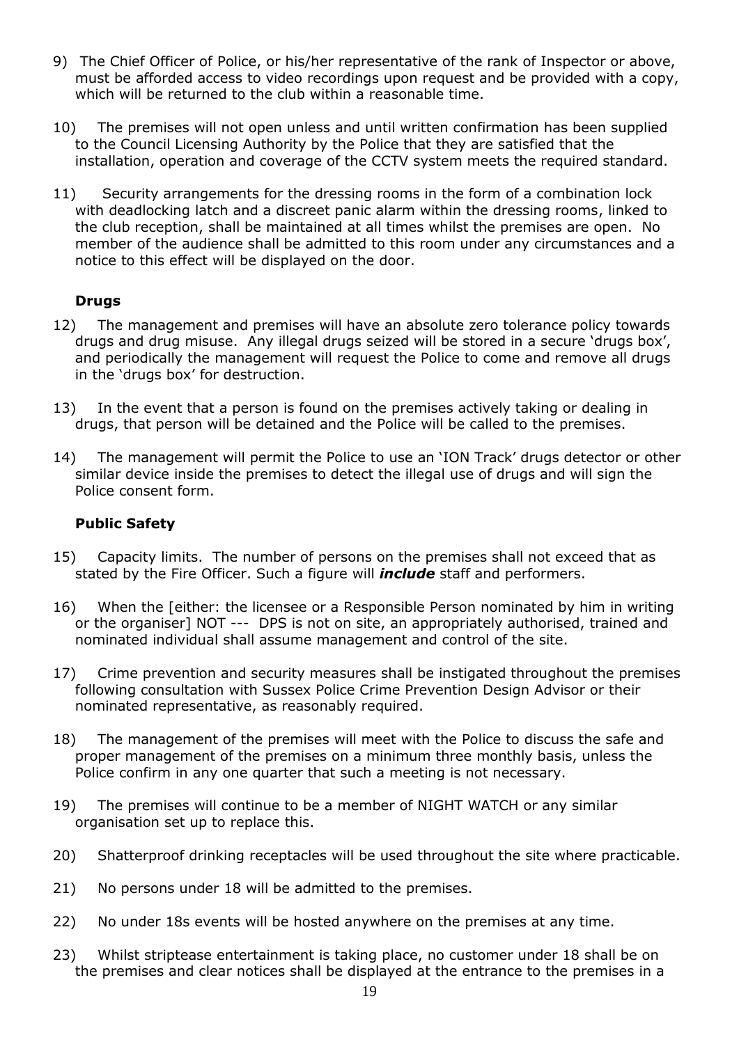9) The Chief Officer of Police, or his/her representative of the rank of Inspector or above, must be afforded access to video recordings upon request and be provided with a copy, which will be returned to the club within a reasonable time.

10) The premises will not open unless and until written confirmation has been supplied to the Council Licensing Authority by the Police that they are satisfied that the installation, operation and coverage of the CCTV system meets the required standard.

11) Security arrangements for the dressing rooms in the form of a combination lock with deadlocking latch and a discreet panic alarm within the dressing rooms, linked to the club reception, shall be maintained at all times whilst the premises are open. No member of the audience shall be admitted to this room under any circumstances and a notice to this effect will be displayed on the door.

**Drugs**

12) The management and premises will have an absolute zero tolerance policy towards drugs and drug misuse. Any illegal drugs seized will be stored in a secure 'drugs box', and periodically the management will request the Police to come and remove all drugs in the 'drugs box' for destruction.

13) In the event that a person is found on the premises actively taking or dealing in drugs, that person will be detained and the Police will be called to the premises.

14) The management will permit the Police to use an 'ION Track' drugs detector or other similar device inside the premises to detect the illegal use of drugs and will sign the Police consent form.

**Public Safety**

15) Capacity limits. The number of persons on the premises shall not exceed that as stated by the Fire Officer. Such a figure will ***include*** staff and performers.

16) When the [either: the licensee or a Responsible Person nominated by him in writing or the organiser] NOT --- DPS is not on site, an appropriately authorised, trained and nominated individual shall assume management and control of the site.

17) Crime prevention and security measures shall be instigated throughout the premises following consultation with Sussex Police Crime Prevention Design Advisor or their nominated representative, as reasonably required.

18) The management of the premises will meet with the Police to discuss the safe and proper management of the premises on a minimum three monthly basis, unless the Police confirm in any one quarter that such a meeting is not necessary.

19) The premises will continue to be a member of NIGHT WATCH or any similar organisation set up to replace this.

20) Shatterproof drinking receptacles will be used throughout the site where practicable.

21) No persons under 18 will be admitted to the premises.

22) No under 18s events will be hosted anywhere on the premises at any time.

23) Whilst striptease entertainment is taking place, no customer under 18 shall be on the premises and clear notices shall be displayed at the entrance to the premises in a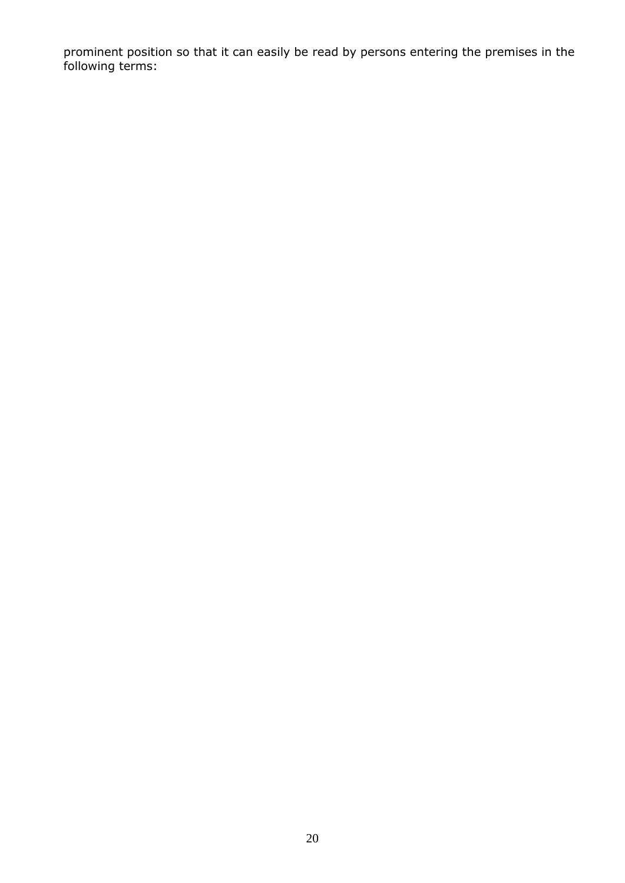prominent position so that it can easily be read by persons entering the premises in the following terms: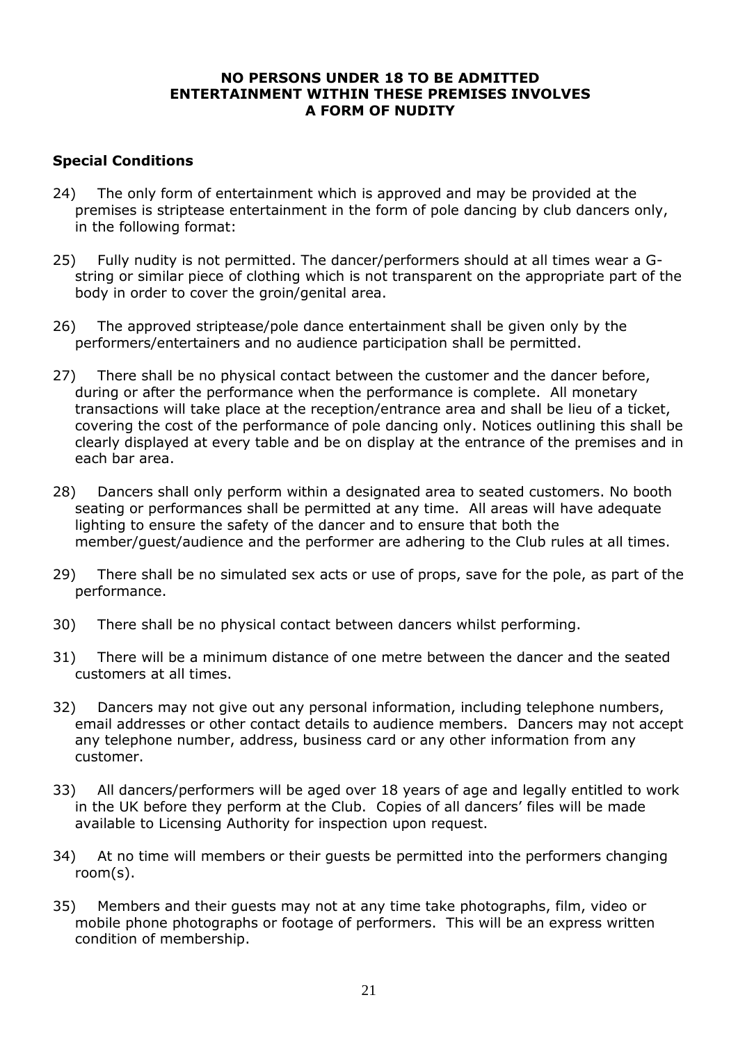**NO PERSONS UNDER 18 TO BE ADMITTED**
**ENTERTAINMENT WITHIN THESE PREMISES INVOLVES**
**A FORM OF NUDITY**

### Special Conditions

24) The only form of entertainment which is approved and may be provided at the premises is striptease entertainment in the form of pole dancing by club dancers only, in the following format:

25) Fully nudity is not permitted. The dancer/performers should at all times wear a G-string or similar piece of clothing which is not transparent on the appropriate part of the body in order to cover the groin/genital area.

26) The approved striptease/pole dance entertainment shall be given only by the performers/entertainers and no audience participation shall be permitted.

27) There shall be no physical contact between the customer and the dancer before, during or after the performance when the performance is complete. All monetary transactions will take place at the reception/entrance area and shall be lieu of a ticket, covering the cost of the performance of pole dancing only. Notices outlining this shall be clearly displayed at every table and be on display at the entrance of the premises and in each bar area.

28) Dancers shall only perform within a designated area to seated customers. No booth seating or performances shall be permitted at any time. All areas will have adequate lighting to ensure the safety of the dancer and to ensure that both the member/guest/audience and the performer are adhering to the Club rules at all times.

29) There shall be no simulated sex acts or use of props, save for the pole, as part of the performance.

30) There shall be no physical contact between dancers whilst performing.

31) There will be a minimum distance of one metre between the dancer and the seated customers at all times.

32) Dancers may not give out any personal information, including telephone numbers, email addresses or other contact details to audience members. Dancers may not accept any telephone number, address, business card or any other information from any customer.

33) All dancers/performers will be aged over 18 years of age and legally entitled to work in the UK before they perform at the Club. Copies of all dancers' files will be made available to Licensing Authority for inspection upon request.

34) At no time will members or their guests be permitted into the performers changing room(s).

35) Members and their guests may not at any time take photographs, film, video or mobile phone photographs or footage of performers. This will be an express written condition of membership.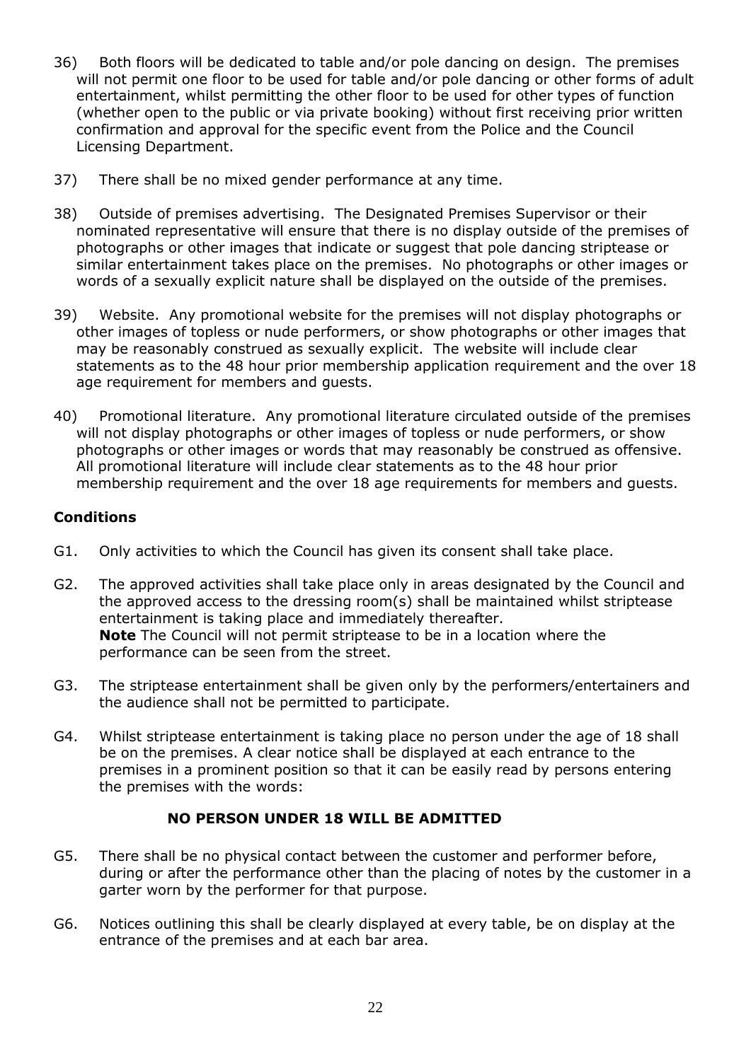36) Both floors will be dedicated to table and/or pole dancing on design. The premises will not permit one floor to be used for table and/or pole dancing or other forms of adult entertainment, whilst permitting the other floor to be used for other types of function (whether open to the public or via private booking) without first receiving prior written confirmation and approval for the specific event from the Police and the Council Licensing Department.

37) There shall be no mixed gender performance at any time.

38) Outside of premises advertising. The Designated Premises Supervisor or their nominated representative will ensure that there is no display outside of the premises of photographs or other images that indicate or suggest that pole dancing striptease or similar entertainment takes place on the premises. No photographs or other images or words of a sexually explicit nature shall be displayed on the outside of the premises.

39) Website. Any promotional website for the premises will not display photographs or other images of topless or nude performers, or show photographs or other images that may be reasonably construed as sexually explicit. The website will include clear statements as to the 48 hour prior membership application requirement and the over 18 age requirement for members and guests.

40) Promotional literature. Any promotional literature circulated outside of the premises will not display photographs or other images of topless or nude performers, or show photographs or other images or words that may reasonably be construed as offensive. All promotional literature will include clear statements as to the 48 hour prior membership requirement and the over 18 age requirements for members and guests.

**Conditions**

G1. Only activities to which the Council has given its consent shall take place.

G2. The approved activities shall take place only in areas designated by the Council and the approved access to the dressing room(s) shall be maintained whilst striptease entertainment is taking place and immediately thereafter.
**Note** The Council will not permit striptease to be in a location where the performance can be seen from the street.

G3. The striptease entertainment shall be given only by the performers/entertainers and the audience shall not be permitted to participate.

G4. Whilst striptease entertainment is taking place no person under the age of 18 shall be on the premises. A clear notice shall be displayed at each entrance to the premises in a prominent position so that it can be easily read by persons entering the premises with the words:

**NO PERSON UNDER 18 WILL BE ADMITTED**

G5. There shall be no physical contact between the customer and performer before, during or after the performance other than the placing of notes by the customer in a garter worn by the performer for that purpose.

G6. Notices outlining this shall be clearly displayed at every table, be on display at the entrance of the premises and at each bar area.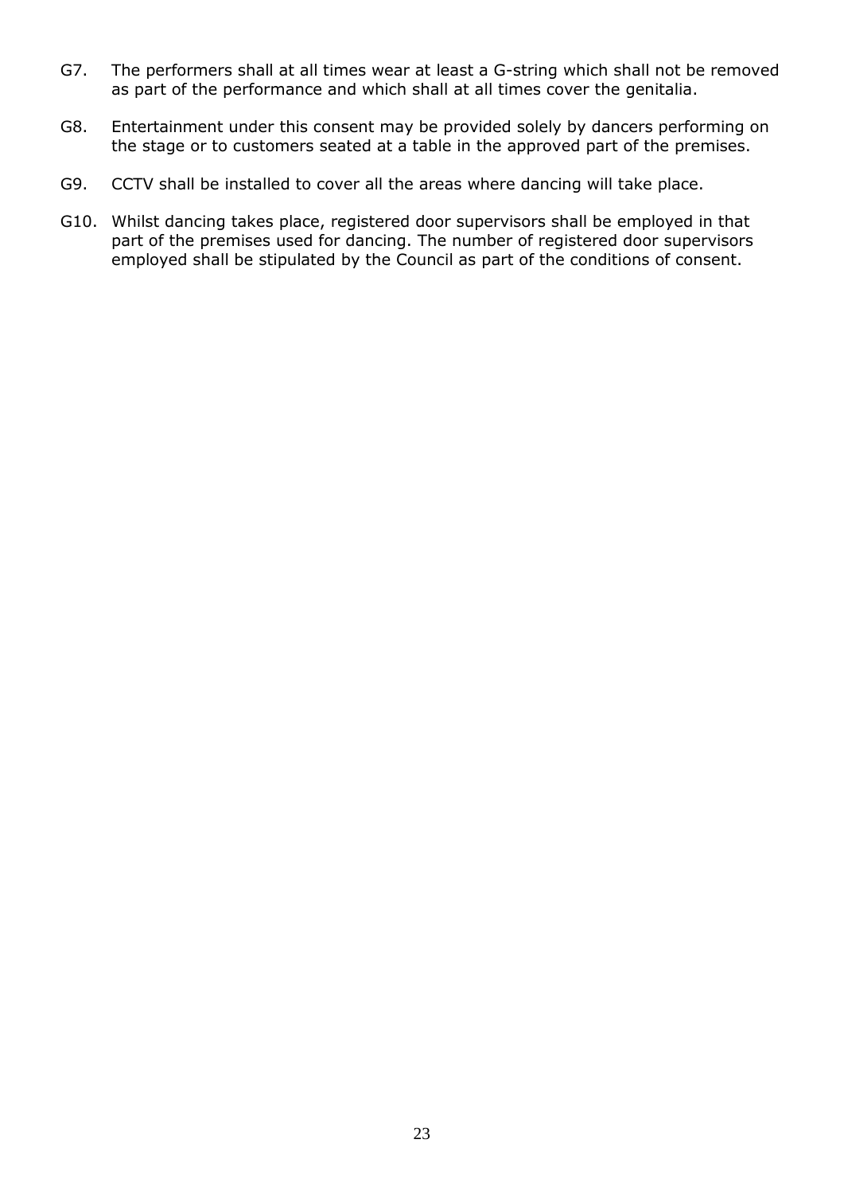G7. The performers shall at all times wear at least a G-string which shall not be removed as part of the performance and which shall at all times cover the genitalia.

G8. Entertainment under this consent may be provided solely by dancers performing on the stage or to customers seated at a table in the approved part of the premises.

G9. CCTV shall be installed to cover all the areas where dancing will take place.

G10. Whilst dancing takes place, registered door supervisors shall be employed in that part of the premises used for dancing. The number of registered door supervisors employed shall be stipulated by the Council as part of the conditions of consent.